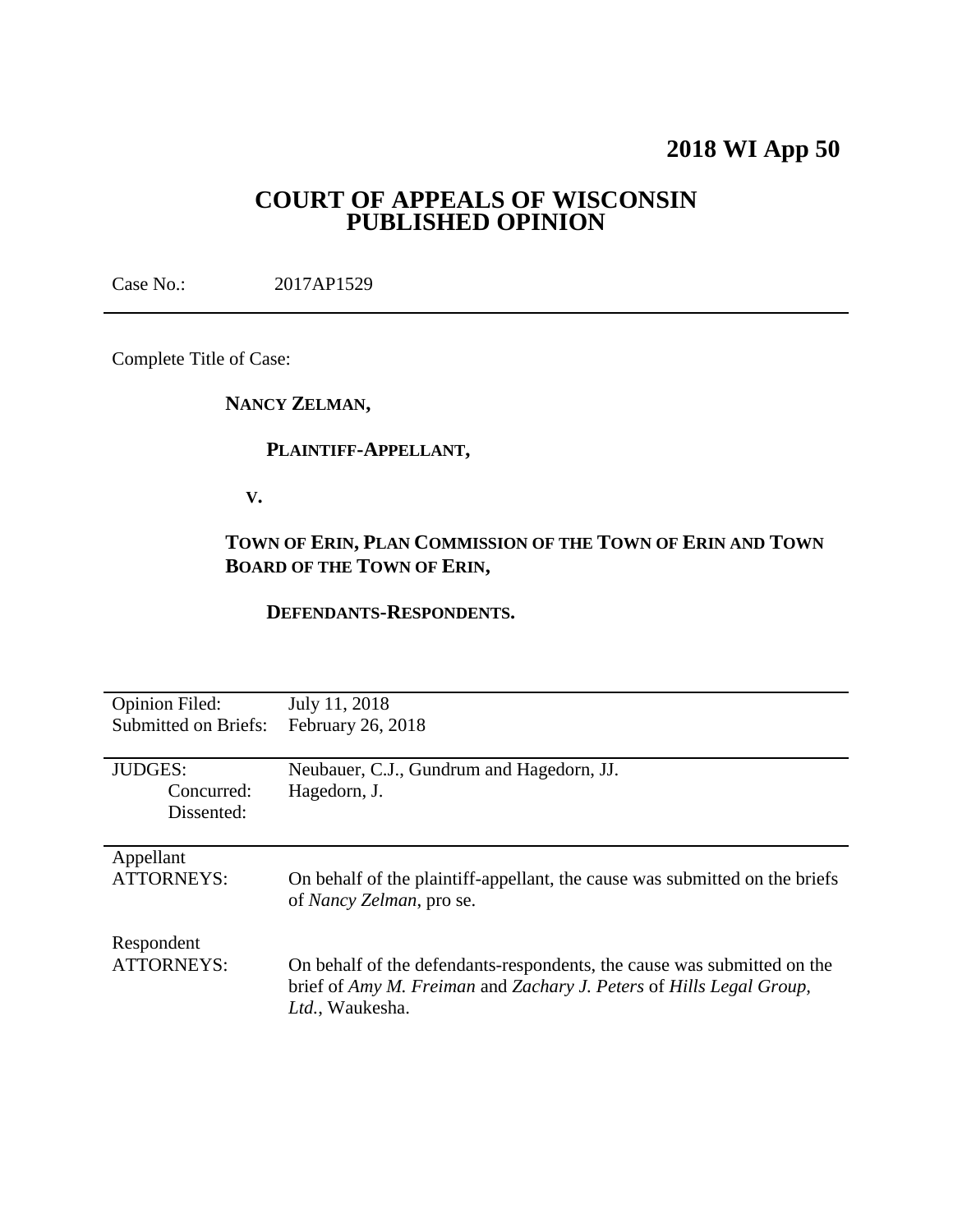# 2018 WI App 50

## COURT OF APPEALS OF WISCONSIN PUBLISHED OPINION

Case No.: 2017AP1529

---

Complete Title of Case:

**NANCY ZELMAN,**

**PLAINTIFF-APPELLANT,**

**V.**

**TOWN OF ERIN, PLAN COMMISSION OF THE TOWN OF ERIN AND TOWN BOARD OF THE TOWN OF ERIN,**

**DEFENDANTS-RESPONDENTS.**

---

| | |
|---|---|
| Opinion Filed: | July 11, 2018 |
| Submitted on Briefs: | February 26, 2018 |
| | |
| JUDGES: | Neubauer, C.J., Gundrum and Hagedorn, JJ. |
| Concurred: | Hagedorn, J. |
| Dissented: | |
| | |
| Appellant ATTORNEYS: | On behalf of the plaintiff-appellant, the cause was submitted on the briefs of *Nancy Zelman*, pro se. |
| | |
| Respondent ATTORNEYS: | On behalf of the defendants-respondents, the cause was submitted on the brief of *Amy M. Freiman* and *Zachary J. Peters* of *Hills Legal Group, Ltd.*, Waukesha. |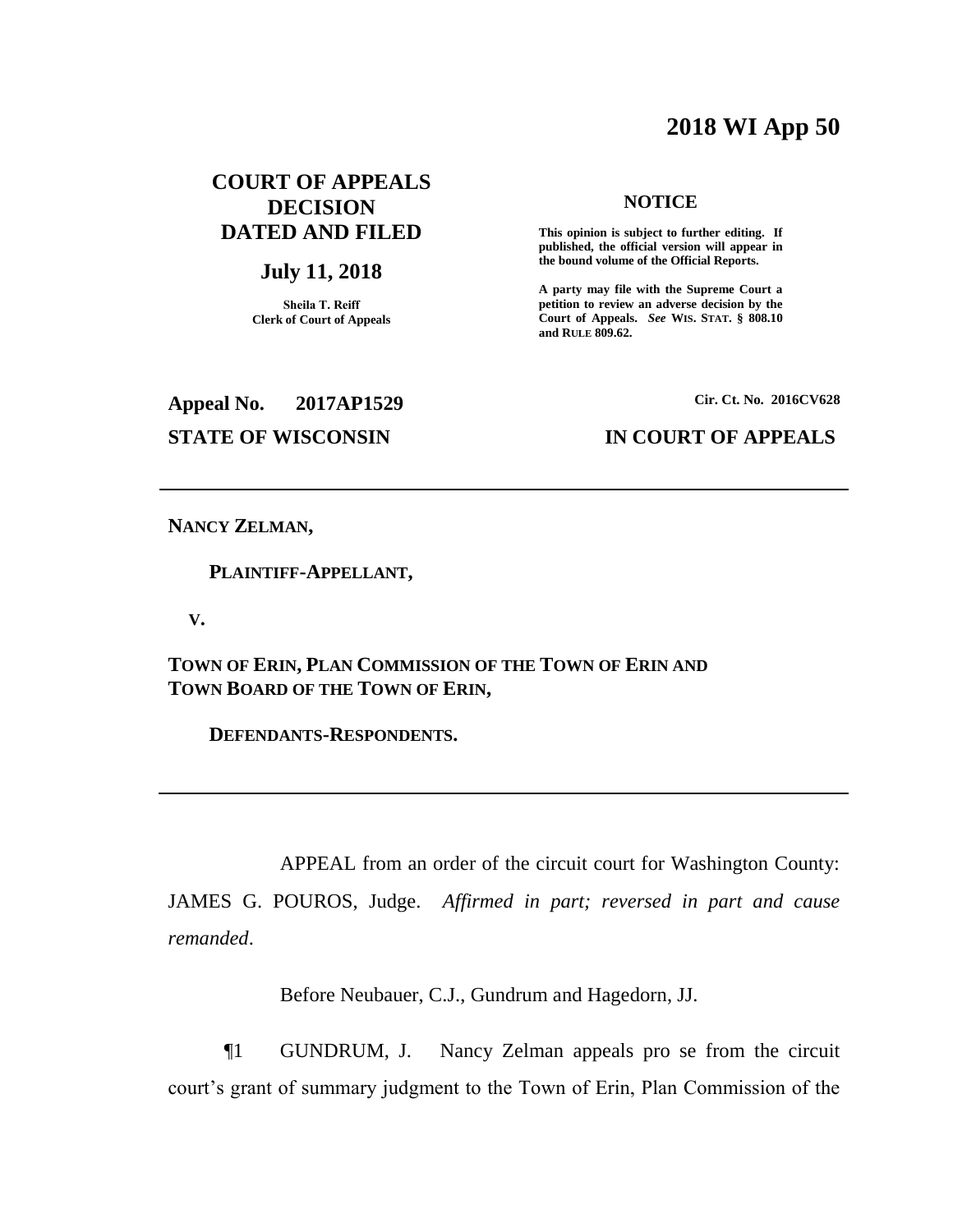# 2018 WI App 50

## COURT OF APPEALS DECISION DATED AND FILED

**July 11, 2018**

**Sheila T. Reiff**
**Clerk of Court of Appeals**

**NOTICE**

**This opinion is subject to further editing. If published, the official version will appear in the bound volume of the Official Reports.**

**A party may file with the Supreme Court a petition to review an adverse decision by the Court of Appeals.** ***See*** **WIS. STAT. § 808.10 and RULE 809.62.**

**Appeal No. 2017AP1529** **Cir. Ct. No. 2016CV628**

**STATE OF WISCONSIN** **IN COURT OF APPEALS**

---

**NANCY ZELMAN,**

**PLAINTIFF-APPELLANT,**

**V.**

**TOWN OF ERIN, PLAN COMMISSION OF THE TOWN OF ERIN AND TOWN BOARD OF THE TOWN OF ERIN,**

**DEFENDANTS-RESPONDENTS.**

---

APPEAL from an order of the circuit court for Washington County: JAMES G. POUROS, Judge. *Affirmed in part; reversed in part and cause remanded*.

Before Neubauer, C.J., Gundrum and Hagedorn, JJ.

¶1 GUNDRUM, J. Nancy Zelman appeals pro se from the circuit court's grant of summary judgment to the Town of Erin, Plan Commission of the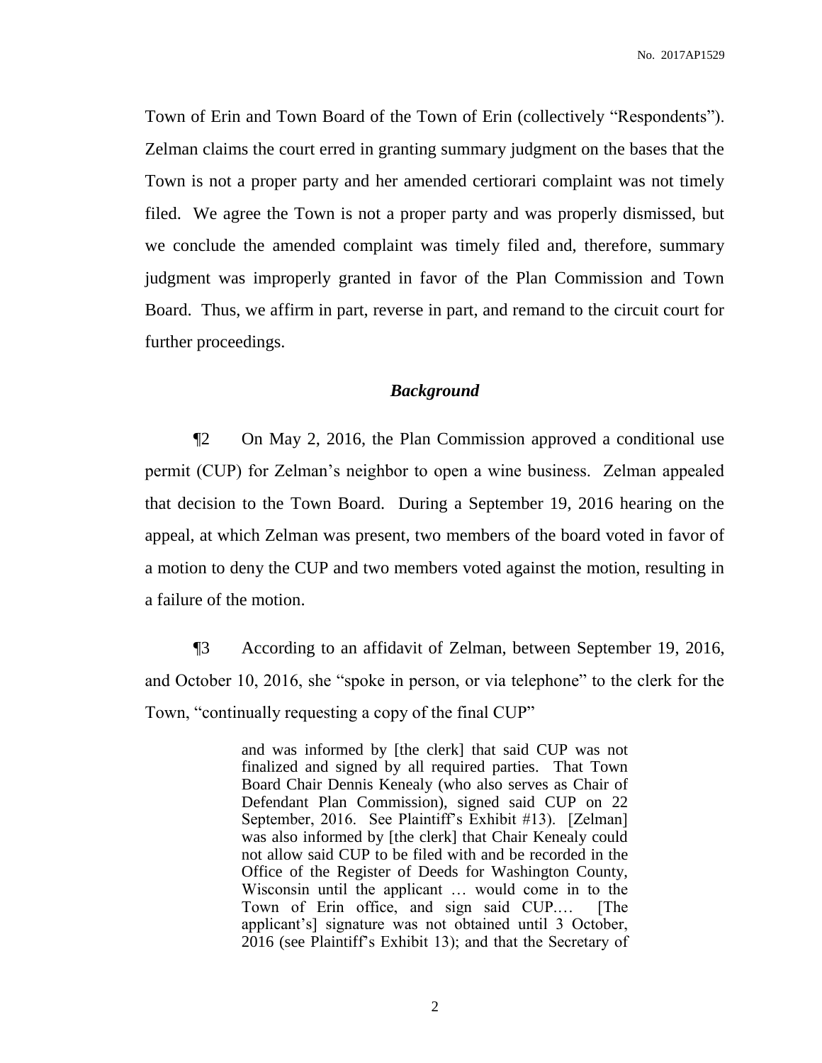Town of Erin and Town Board of the Town of Erin (collectively "Respondents"). Zelman claims the court erred in granting summary judgment on the bases that the Town is not a proper party and her amended certiorari complaint was not timely filed. We agree the Town is not a proper party and was properly dismissed, but we conclude the amended complaint was timely filed and, therefore, summary judgment was improperly granted in favor of the Plan Commission and Town Board. Thus, we affirm in part, reverse in part, and remand to the circuit court for further proceedings.

## *Background*

¶2 On May 2, 2016, the Plan Commission approved a conditional use permit (CUP) for Zelman's neighbor to open a wine business. Zelman appealed that decision to the Town Board. During a September 19, 2016 hearing on the appeal, at which Zelman was present, two members of the board voted in favor of a motion to deny the CUP and two members voted against the motion, resulting in a failure of the motion.

¶3 According to an affidavit of Zelman, between September 19, 2016, and October 10, 2016, she "spoke in person, or via telephone" to the clerk for the Town, "continually requesting a copy of the final CUP"

> and was informed by [the clerk] that said CUP was not finalized and signed by all required parties. That Town Board Chair Dennis Kenealy (who also serves as Chair of Defendant Plan Commission), signed said CUP on 22 September, 2016. See Plaintiff's Exhibit #13). [Zelman] was also informed by [the clerk] that Chair Kenealy could not allow said CUP to be filed with and be recorded in the Office of the Register of Deeds for Washington County, Wisconsin until the applicant … would come in to the Town of Erin office, and sign said CUP.… [The applicant's] signature was not obtained until 3 October, 2016 (see Plaintiff's Exhibit 13); and that the Secretary of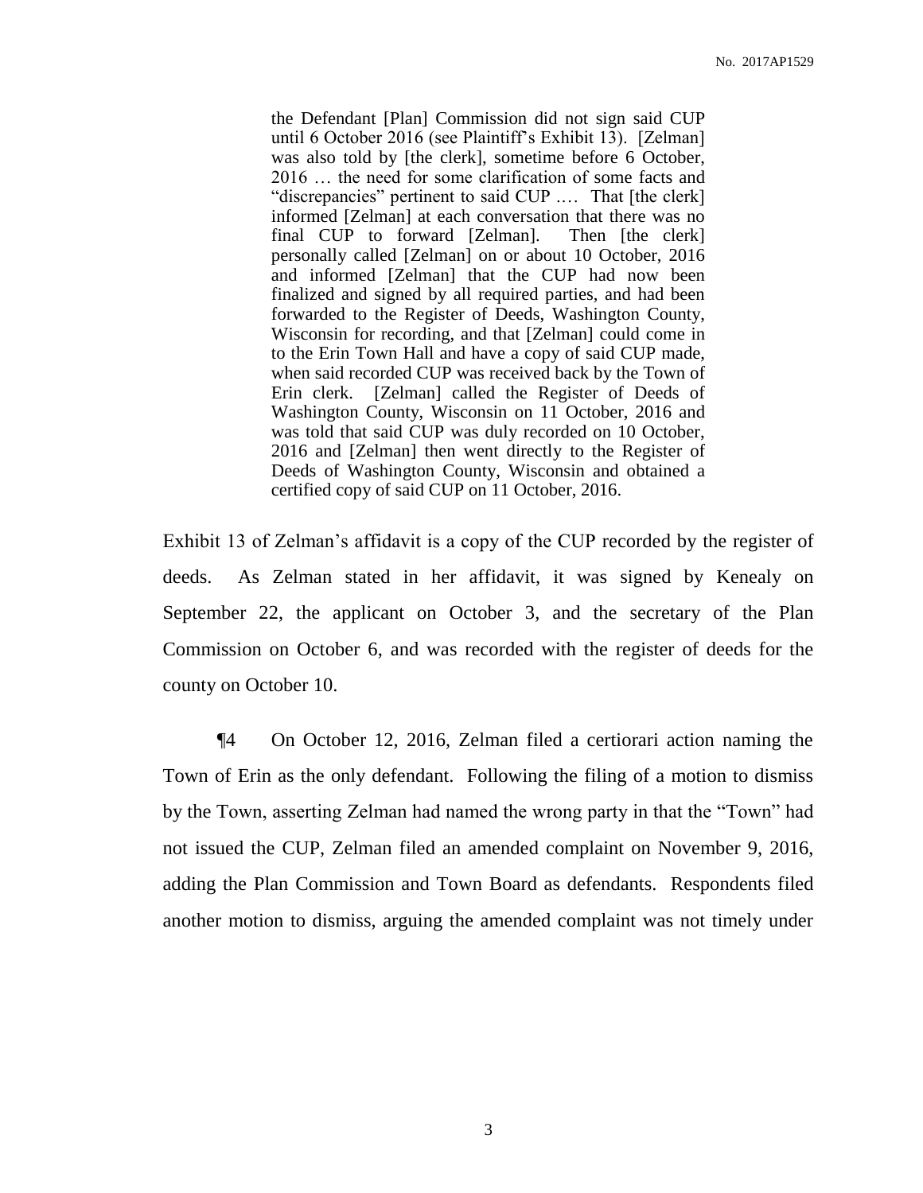> the Defendant [Plan] Commission did not sign said CUP until 6 October 2016 (see Plaintiff's Exhibit 13). [Zelman] was also told by [the clerk], sometime before 6 October, 2016 … the need for some clarification of some facts and "discrepancies" pertinent to said CUP .… That [the clerk] informed [Zelman] at each conversation that there was no final CUP to forward [Zelman]. Then [the clerk] personally called [Zelman] on or about 10 October, 2016 and informed [Zelman] that the CUP had now been finalized and signed by all required parties, and had been forwarded to the Register of Deeds, Washington County, Wisconsin for recording, and that [Zelman] could come in to the Erin Town Hall and have a copy of said CUP made, when said recorded CUP was received back by the Town of Erin clerk. [Zelman] called the Register of Deeds of Washington County, Wisconsin on 11 October, 2016 and was told that said CUP was duly recorded on 10 October, 2016 and [Zelman] then went directly to the Register of Deeds of Washington County, Wisconsin and obtained a certified copy of said CUP on 11 October, 2016.

Exhibit 13 of Zelman's affidavit is a copy of the CUP recorded by the register of deeds. As Zelman stated in her affidavit, it was signed by Kenealy on September 22, the applicant on October 3, and the secretary of the Plan Commission on October 6, and was recorded with the register of deeds for the county on October 10.

¶4 On October 12, 2016, Zelman filed a certiorari action naming the Town of Erin as the only defendant. Following the filing of a motion to dismiss by the Town, asserting Zelman had named the wrong party in that the "Town" had not issued the CUP, Zelman filed an amended complaint on November 9, 2016, adding the Plan Commission and Town Board as defendants. Respondents filed another motion to dismiss, arguing the amended complaint was not timely under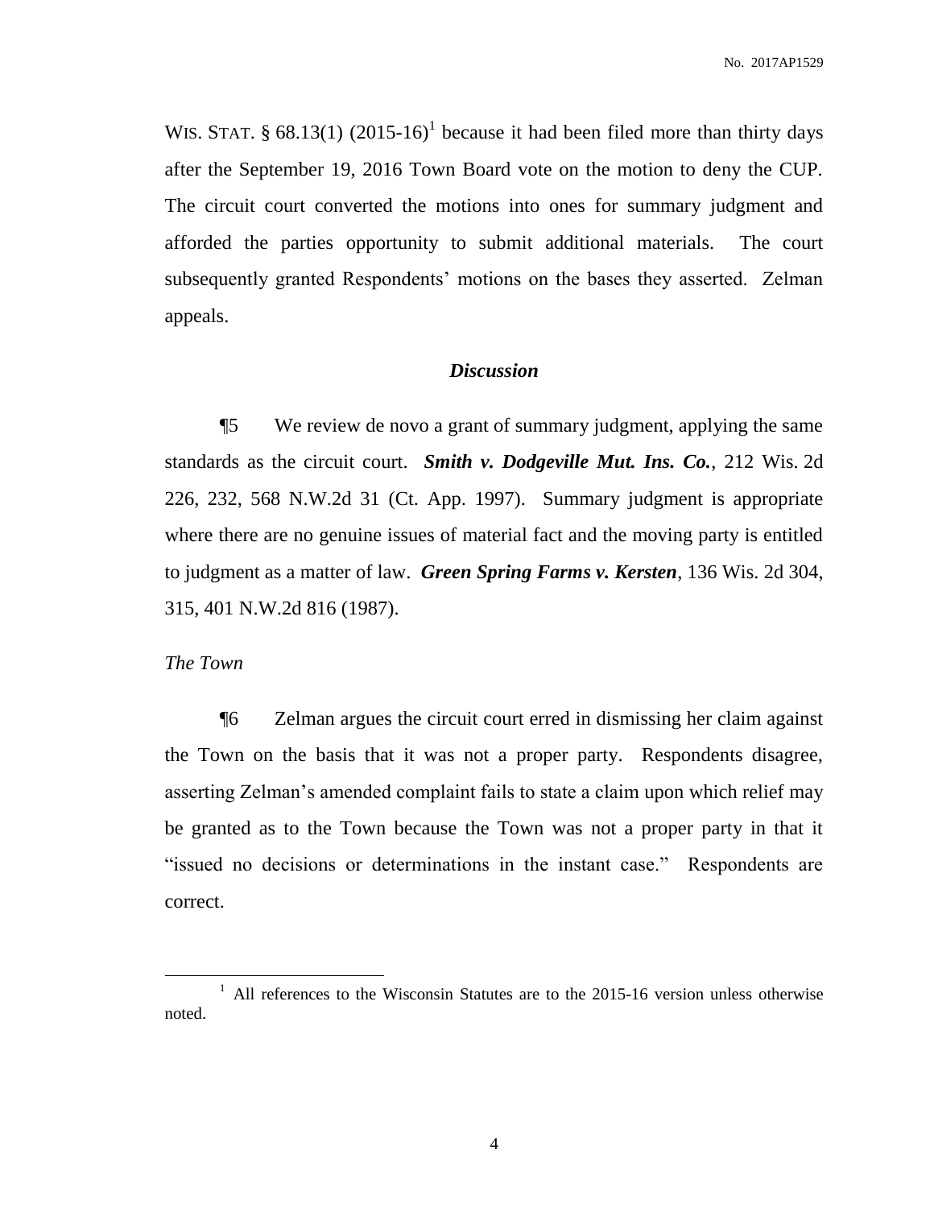WIS. STAT. § 68.13(1) (2015-16)[1] because it had been filed more than thirty days after the September 19, 2016 Town Board vote on the motion to deny the CUP. The circuit court converted the motions into ones for summary judgment and afforded the parties opportunity to submit additional materials. The court subsequently granted Respondents' motions on the bases they asserted. Zelman appeals.

### *Discussion*

¶5 We review de novo a grant of summary judgment, applying the same standards as the circuit court. ***Smith v. Dodgeville Mut. Ins. Co.***, 212 Wis. 2d 226, 232, 568 N.W.2d 31 (Ct. App. 1997). Summary judgment is appropriate where there are no genuine issues of material fact and the moving party is entitled to judgment as a matter of law. ***Green Spring Farms v. Kersten***, 136 Wis. 2d 304, 315, 401 N.W.2d 816 (1987).

*The Town*

¶6 Zelman argues the circuit court erred in dismissing her claim against the Town on the basis that it was not a proper party. Respondents disagree, asserting Zelman's amended complaint fails to state a claim upon which relief may be granted as to the Town because the Town was not a proper party in that it "issued no decisions or determinations in the instant case." Respondents are correct.

---

[1] All references to the Wisconsin Statutes are to the 2015-16 version unless otherwise noted.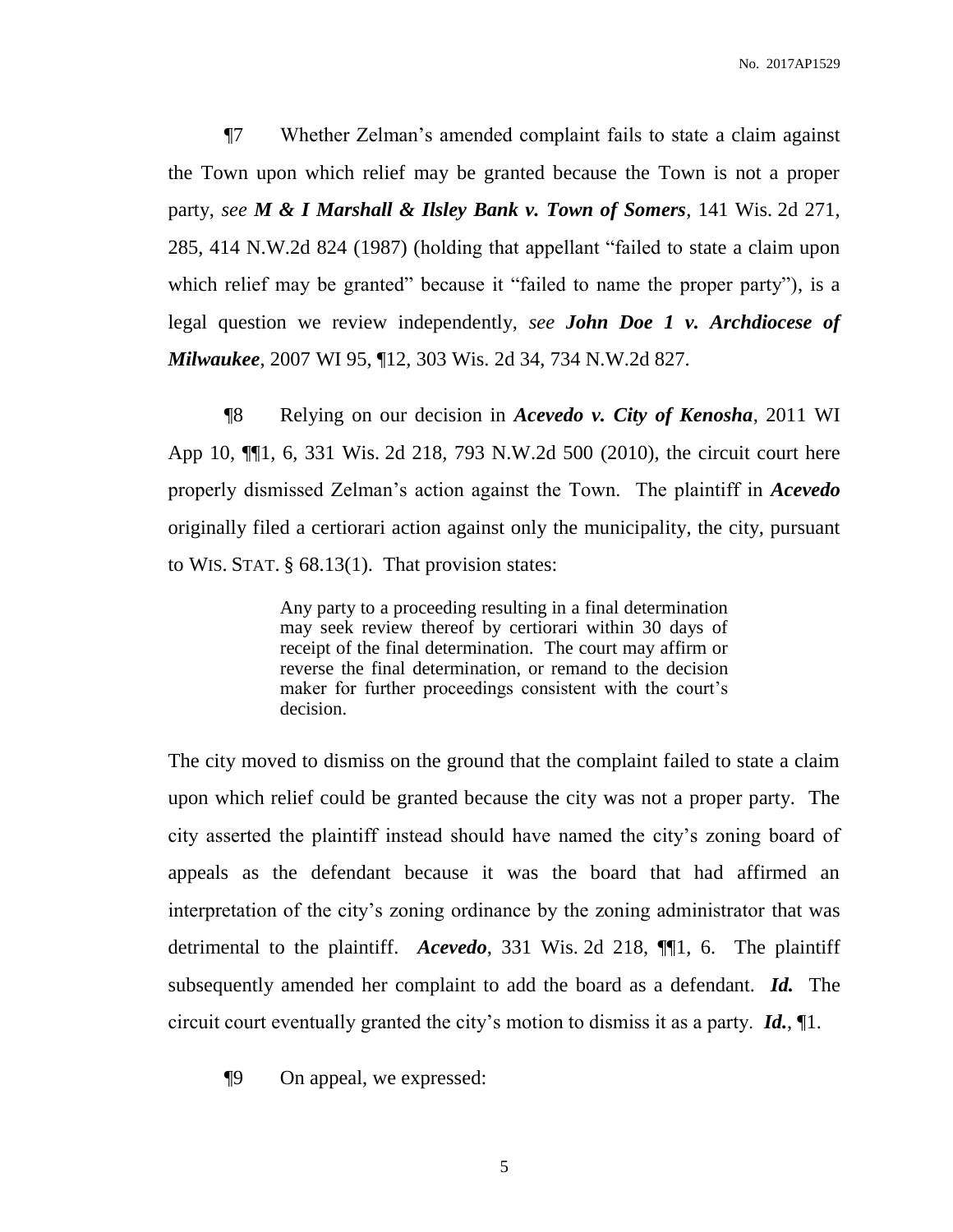¶7 Whether Zelman's amended complaint fails to state a claim against the Town upon which relief may be granted because the Town is not a proper party, *see* ***M & I Marshall & Ilsley Bank v. Town of Somers***, 141 Wis. 2d 271, 285, 414 N.W.2d 824 (1987) (holding that appellant "failed to state a claim upon which relief may be granted" because it "failed to name the proper party"), is a legal question we review independently, *see* ***John Doe 1 v. Archdiocese of Milwaukee***, 2007 WI 95, ¶12, 303 Wis. 2d 34, 734 N.W.2d 827.

¶8 Relying on our decision in ***Acevedo v. City of Kenosha***, 2011 WI App 10, ¶¶1, 6, 331 Wis. 2d 218, 793 N.W.2d 500 (2010), the circuit court here properly dismissed Zelman's action against the Town. The plaintiff in ***Acevedo*** originally filed a certiorari action against only the municipality, the city, pursuant to WIS. STAT. § 68.13(1). That provision states:

> Any party to a proceeding resulting in a final determination may seek review thereof by certiorari within 30 days of receipt of the final determination. The court may affirm or reverse the final determination, or remand to the decision maker for further proceedings consistent with the court's decision.

The city moved to dismiss on the ground that the complaint failed to state a claim upon which relief could be granted because the city was not a proper party. The city asserted the plaintiff instead should have named the city's zoning board of appeals as the defendant because it was the board that had affirmed an interpretation of the city's zoning ordinance by the zoning administrator that was detrimental to the plaintiff. ***Acevedo***, 331 Wis. 2d 218, ¶¶1, 6. The plaintiff subsequently amended her complaint to add the board as a defendant. ***Id.*** The circuit court eventually granted the city's motion to dismiss it as a party. ***Id.***, ¶1.

¶9 On appeal, we expressed: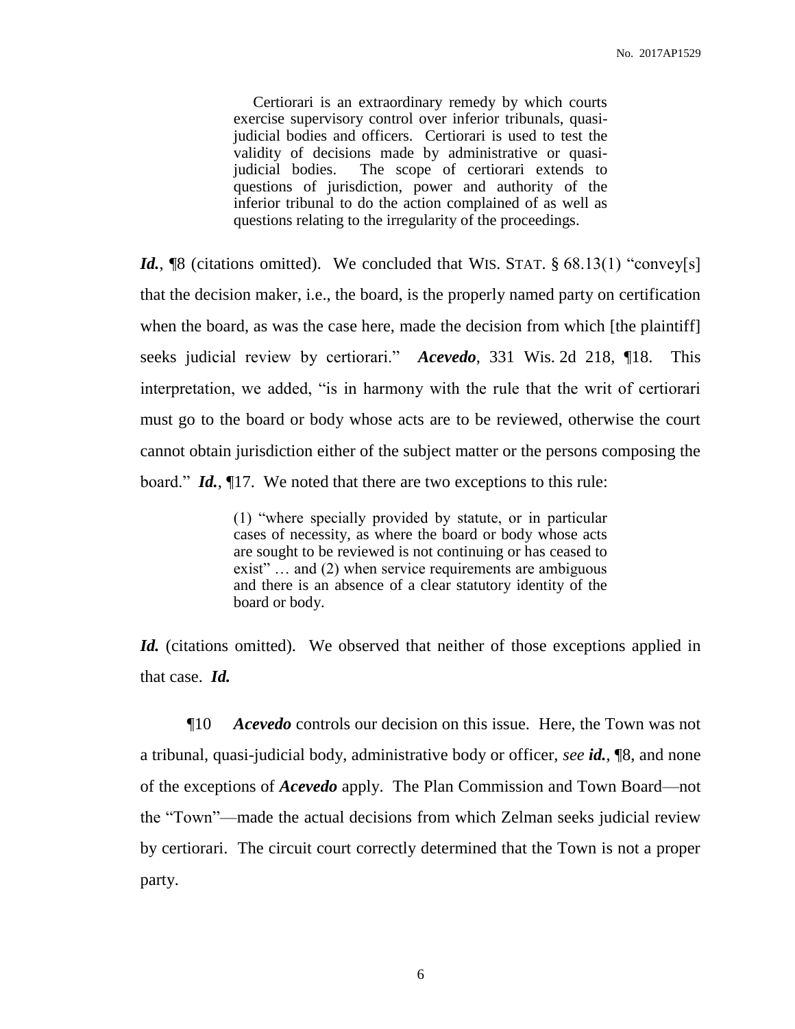> Certiorari is an extraordinary remedy by which courts exercise supervisory control over inferior tribunals, quasi-judicial bodies and officers. Certiorari is used to test the validity of decisions made by administrative or quasi-judicial bodies. The scope of certiorari extends to questions of jurisdiction, power and authority of the inferior tribunal to do the action complained of as well as questions relating to the irregularity of the proceedings.

***Id.***, ¶8 (citations omitted). We concluded that WIS. STAT. § 68.13(1) "convey[s] that the decision maker, i.e., the board, is the properly named party on certification when the board, as was the case here, made the decision from which [the plaintiff] seeks judicial review by certiorari." ***Acevedo***, 331 Wis. 2d 218, ¶18. This interpretation, we added, "is in harmony with the rule that the writ of certiorari must go to the board or body whose acts are to be reviewed, otherwise the court cannot obtain jurisdiction either of the subject matter or the persons composing the board." ***Id.***, ¶17. We noted that there are two exceptions to this rule:

> (1) "where specially provided by statute, or in particular cases of necessity, as where the board or body whose acts are sought to be reviewed is not continuing or has ceased to exist" … and (2) when service requirements are ambiguous and there is an absence of a clear statutory identity of the board or body.

***Id.*** (citations omitted). We observed that neither of those exceptions applied in that case. ***Id.***

¶10 ***Acevedo*** controls our decision on this issue. Here, the Town was not a tribunal, quasi-judicial body, administrative body or officer, *see* ***id.***, ¶8, and none of the exceptions of ***Acevedo*** apply. The Plan Commission and Town Board—not the "Town"—made the actual decisions from which Zelman seeks judicial review by certiorari. The circuit court correctly determined that the Town is not a proper party.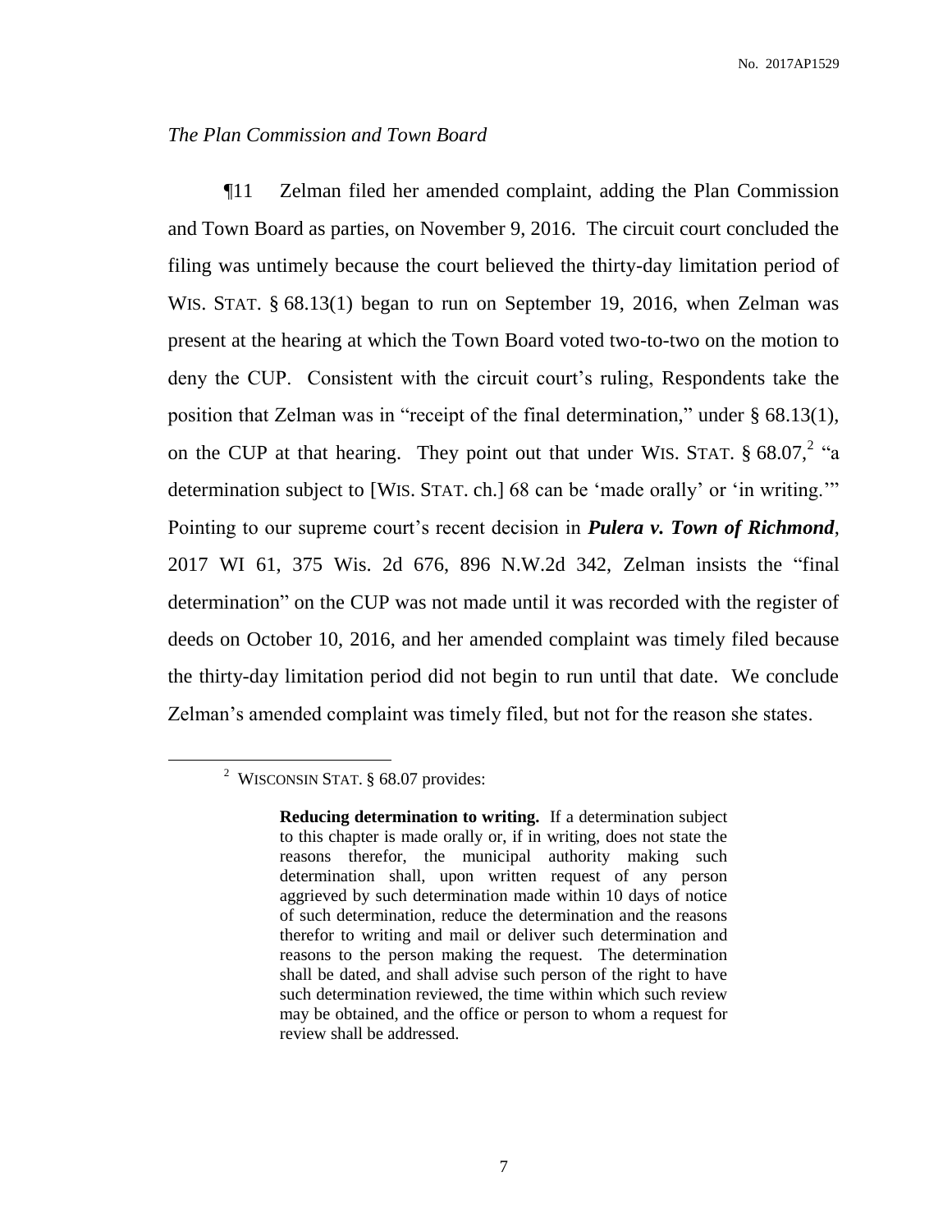*The Plan Commission and Town Board*

¶11 Zelman filed her amended complaint, adding the Plan Commission and Town Board as parties, on November 9, 2016. The circuit court concluded the filing was untimely because the court believed the thirty-day limitation period of WIS. STAT. § 68.13(1) began to run on September 19, 2016, when Zelman was present at the hearing at which the Town Board voted two-to-two on the motion to deny the CUP. Consistent with the circuit court's ruling, Respondents take the position that Zelman was in "receipt of the final determination," under § 68.13(1), on the CUP at that hearing. They point out that under WIS. STAT. § 68.07,[2] "a determination subject to [WIS. STAT. ch.] 68 can be 'made orally' or 'in writing.'" Pointing to our supreme court's recent decision in ***Pulera v. Town of Richmond***, 2017 WI 61, 375 Wis. 2d 676, 896 N.W.2d 342, Zelman insists the "final determination" on the CUP was not made until it was recorded with the register of deeds on October 10, 2016, and her amended complaint was timely filed because the thirty-day limitation period did not begin to run until that date. We conclude Zelman's amended complaint was timely filed, but not for the reason she states.

---

[2] WISCONSIN STAT. § 68.07 provides:

> **Reducing determination to writing.** If a determination subject to this chapter is made orally or, if in writing, does not state the reasons therefor, the municipal authority making such determination shall, upon written request of any person aggrieved by such determination made within 10 days of notice of such determination, reduce the determination and the reasons therefor to writing and mail or deliver such determination and reasons to the person making the request. The determination shall be dated, and shall advise such person of the right to have such determination reviewed, the time within which such review may be obtained, and the office or person to whom a request for review shall be addressed.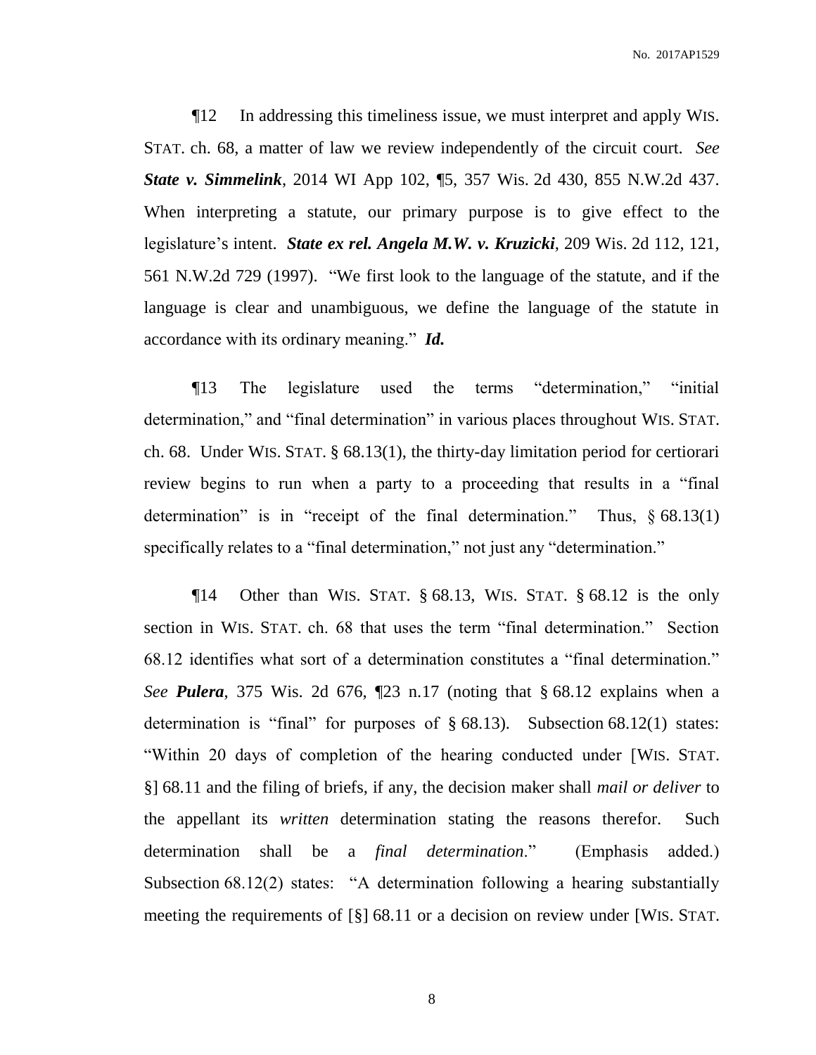¶12 In addressing this timeliness issue, we must interpret and apply WIS. STAT. ch. 68, a matter of law we review independently of the circuit court. *See* ***State v. Simmelink***, 2014 WI App 102, ¶5, 357 Wis. 2d 430, 855 N.W.2d 437. When interpreting a statute, our primary purpose is to give effect to the legislature's intent. ***State ex rel. Angela M.W. v. Kruzicki***, 209 Wis. 2d 112, 121, 561 N.W.2d 729 (1997). "We first look to the language of the statute, and if the language is clear and unambiguous, we define the language of the statute in accordance with its ordinary meaning." ***Id.***

¶13 The legislature used the terms "determination," "initial determination," and "final determination" in various places throughout WIS. STAT. ch. 68. Under WIS. STAT. § 68.13(1), the thirty-day limitation period for certiorari review begins to run when a party to a proceeding that results in a "final determination" is in "receipt of the final determination." Thus, § 68.13(1) specifically relates to a "final determination," not just any "determination."

¶14 Other than WIS. STAT. § 68.13, WIS. STAT. § 68.12 is the only section in WIS. STAT. ch. 68 that uses the term "final determination." Section 68.12 identifies what sort of a determination constitutes a "final determination." *See* ***Pulera***, 375 Wis. 2d 676, ¶23 n.17 (noting that § 68.12 explains when a determination is "final" for purposes of § 68.13). Subsection 68.12(1) states: "Within 20 days of completion of the hearing conducted under [WIS. STAT. §] 68.11 and the filing of briefs, if any, the decision maker shall *mail or deliver* to the appellant its *written* determination stating the reasons therefor. Such determination shall be a *final determination*." (Emphasis added.) Subsection 68.12(2) states: "A determination following a hearing substantially meeting the requirements of [§] 68.11 or a decision on review under [WIS. STAT.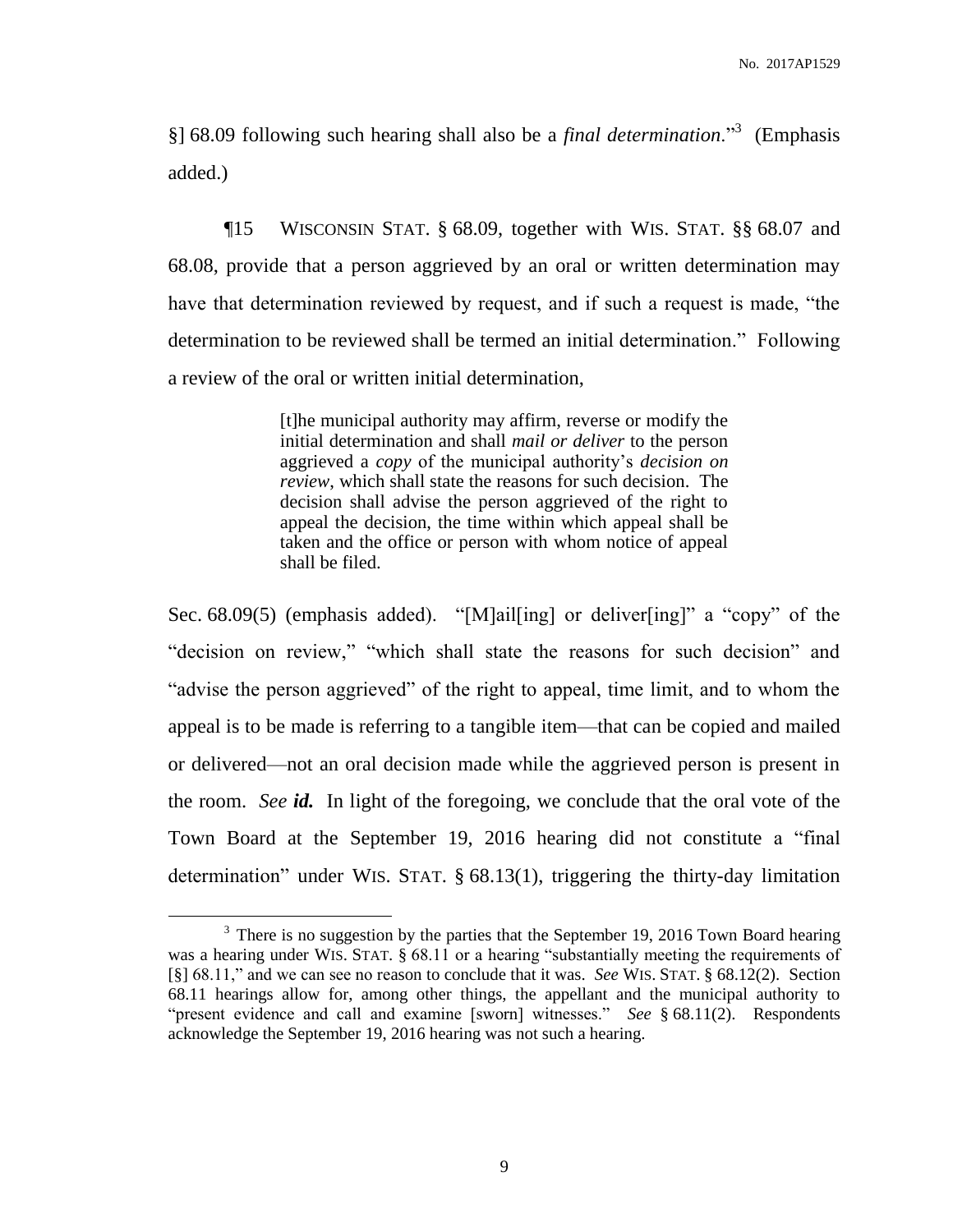§] 68.09 following such hearing shall also be a *final determination*."[3] (Emphasis added.)

¶15 WISCONSIN STAT. § 68.09, together with WIS. STAT. §§ 68.07 and 68.08, provide that a person aggrieved by an oral or written determination may have that determination reviewed by request, and if such a request is made, "the determination to be reviewed shall be termed an initial determination." Following a review of the oral or written initial determination,

> [t]he municipal authority may affirm, reverse or modify the initial determination and shall *mail or deliver* to the person aggrieved a *copy* of the municipal authority's *decision on review*, which shall state the reasons for such decision. The decision shall advise the person aggrieved of the right to appeal the decision, the time within which appeal shall be taken and the office or person with whom notice of appeal shall be filed.

Sec. 68.09(5) (emphasis added). "[M]ail[ing] or deliver[ing]" a "copy" of the "decision on review," "which shall state the reasons for such decision" and "advise the person aggrieved" of the right to appeal, time limit, and to whom the appeal is to be made is referring to a tangible item—that can be copied and mailed or delivered—not an oral decision made while the aggrieved person is present in the room. *See **id.*** In light of the foregoing, we conclude that the oral vote of the Town Board at the September 19, 2016 hearing did not constitute a "final determination" under WIS. STAT. § 68.13(1), triggering the thirty-day limitation

[3] There is no suggestion by the parties that the September 19, 2016 Town Board hearing was a hearing under WIS. STAT. § 68.11 or a hearing "substantially meeting the requirements of [§] 68.11," and we can see no reason to conclude that it was. *See* WIS. STAT. § 68.12(2). Section 68.11 hearings allow for, among other things, the appellant and the municipal authority to "present evidence and call and examine [sworn] witnesses." *See* § 68.11(2). Respondents acknowledge the September 19, 2016 hearing was not such a hearing.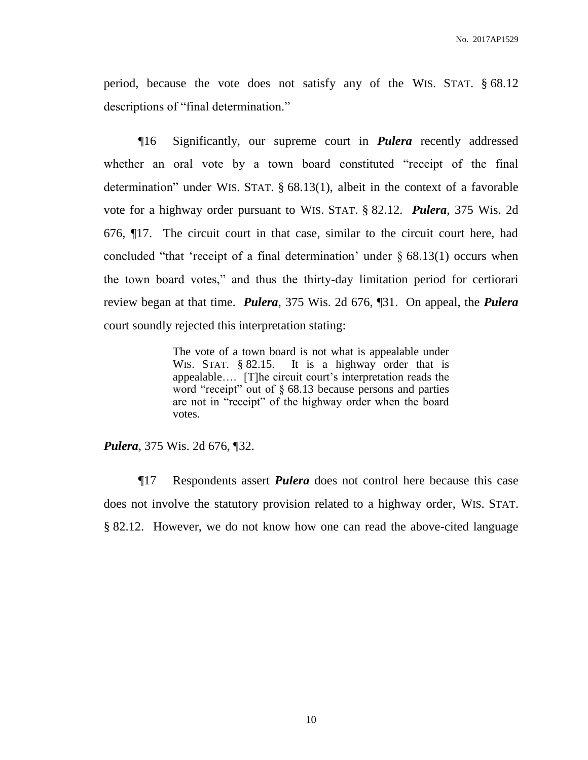period, because the vote does not satisfy any of the WIS. STAT. § 68.12 descriptions of "final determination."

¶16 Significantly, our supreme court in ***Pulera*** recently addressed whether an oral vote by a town board constituted "receipt of the final determination" under WIS. STAT. § 68.13(1), albeit in the context of a favorable vote for a highway order pursuant to WIS. STAT. § 82.12. ***Pulera***, 375 Wis. 2d 676, ¶17. The circuit court in that case, similar to the circuit court here, had concluded "that 'receipt of a final determination' under § 68.13(1) occurs when the town board votes," and thus the thirty-day limitation period for certiorari review began at that time. ***Pulera***, 375 Wis. 2d 676, ¶31. On appeal, the ***Pulera*** court soundly rejected this interpretation stating:

> The vote of a town board is not what is appealable under WIS. STAT. § 82.15. It is a highway order that is appealable…. [T]he circuit court's interpretation reads the word "receipt" out of § 68.13 because persons and parties are not in "receipt" of the highway order when the board votes.

***Pulera***, 375 Wis. 2d 676, ¶32.

¶17 Respondents assert ***Pulera*** does not control here because this case does not involve the statutory provision related to a highway order, WIS. STAT. § 82.12. However, we do not know how one can read the above-cited language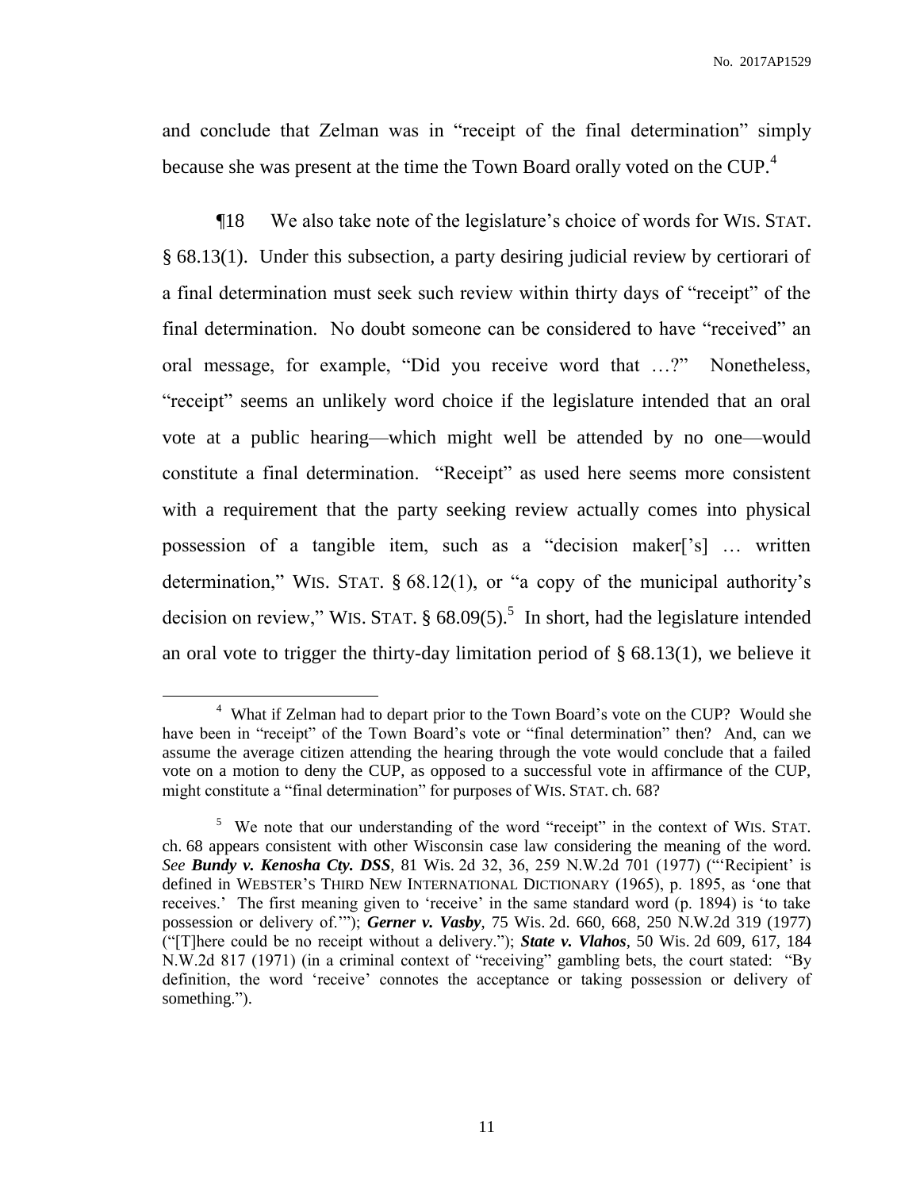and conclude that Zelman was in "receipt of the final determination" simply because she was present at the time the Town Board orally voted on the CUP.[4]

¶18 We also take note of the legislature's choice of words for WIS. STAT. § 68.13(1). Under this subsection, a party desiring judicial review by certiorari of a final determination must seek such review within thirty days of "receipt" of the final determination. No doubt someone can be considered to have "received" an oral message, for example, "Did you receive word that …?" Nonetheless, "receipt" seems an unlikely word choice if the legislature intended that an oral vote at a public hearing—which might well be attended by no one—would constitute a final determination. "Receipt" as used here seems more consistent with a requirement that the party seeking review actually comes into physical possession of a tangible item, such as a "decision maker['s] … written determination," WIS. STAT. § 68.12(1), or "a copy of the municipal authority's decision on review," WIS. STAT. § 68.09(5).[5] In short, had the legislature intended an oral vote to trigger the thirty-day limitation period of § 68.13(1), we believe it

---

[4] What if Zelman had to depart prior to the Town Board's vote on the CUP? Would she have been in "receipt" of the Town Board's vote or "final determination" then? And, can we assume the average citizen attending the hearing through the vote would conclude that a failed vote on a motion to deny the CUP, as opposed to a successful vote in affirmance of the CUP, might constitute a "final determination" for purposes of WIS. STAT. ch. 68?

[5] We note that our understanding of the word "receipt" in the context of WIS. STAT. ch. 68 appears consistent with other Wisconsin case law considering the meaning of the word. *See* ***Bundy v. Kenosha Cty. DSS***, 81 Wis. 2d 32, 36, 259 N.W.2d 701 (1977) ("'Recipient' is defined in WEBSTER'S THIRD NEW INTERNATIONAL DICTIONARY (1965), p. 1895, as 'one that receives.' The first meaning given to 'receive' in the same standard word (p. 1894) is 'to take possession or delivery of.'"); ***Gerner v. Vasby***, 75 Wis. 2d. 660, 668, 250 N.W.2d 319 (1977) ("[T]here could be no receipt without a delivery."); ***State v. Vlahos***, 50 Wis. 2d 609, 617, 184 N.W.2d 817 (1971) (in a criminal context of "receiving" gambling bets, the court stated: "By definition, the word 'receive' connotes the acceptance or taking possession or delivery of something.").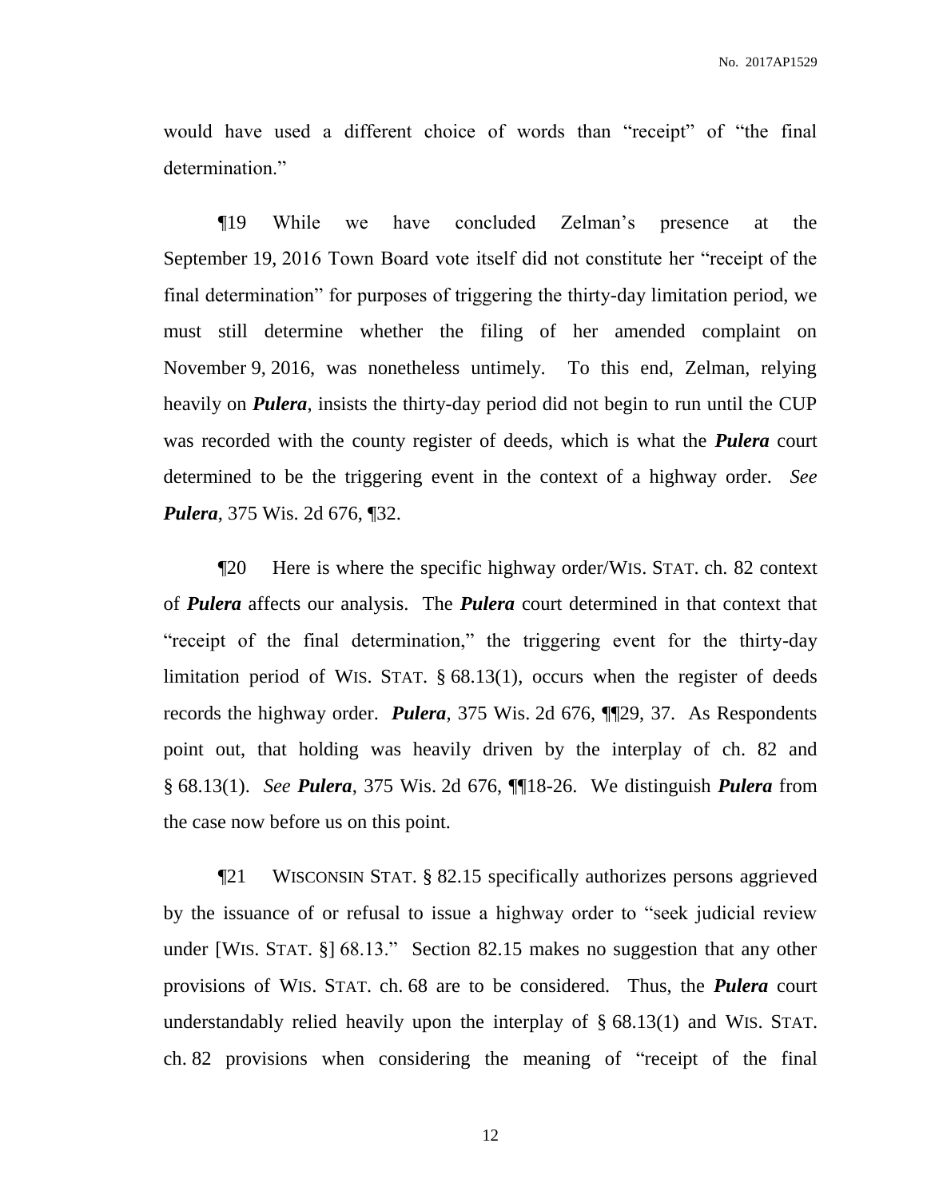would have used a different choice of words than "receipt" of "the final determination."

¶19 While we have concluded Zelman's presence at the September 19, 2016 Town Board vote itself did not constitute her "receipt of the final determination" for purposes of triggering the thirty-day limitation period, we must still determine whether the filing of her amended complaint on November 9, 2016, was nonetheless untimely. To this end, Zelman, relying heavily on ***Pulera***, insists the thirty-day period did not begin to run until the CUP was recorded with the county register of deeds, which is what the ***Pulera*** court determined to be the triggering event in the context of a highway order. *See* ***Pulera***, 375 Wis. 2d 676, ¶32.

¶20 Here is where the specific highway order/WIS. STAT. ch. 82 context of ***Pulera*** affects our analysis. The ***Pulera*** court determined in that context that "receipt of the final determination," the triggering event for the thirty-day limitation period of WIS. STAT. § 68.13(1), occurs when the register of deeds records the highway order. ***Pulera***, 375 Wis. 2d 676, ¶¶29, 37. As Respondents point out, that holding was heavily driven by the interplay of ch. 82 and § 68.13(1). *See* ***Pulera***, 375 Wis. 2d 676, ¶¶18-26. We distinguish ***Pulera*** from the case now before us on this point.

¶21 WISCONSIN STAT. § 82.15 specifically authorizes persons aggrieved by the issuance of or refusal to issue a highway order to "seek judicial review under [WIS. STAT. §] 68.13." Section 82.15 makes no suggestion that any other provisions of WIS. STAT. ch. 68 are to be considered. Thus, the ***Pulera*** court understandably relied heavily upon the interplay of § 68.13(1) and WIS. STAT. ch. 82 provisions when considering the meaning of "receipt of the final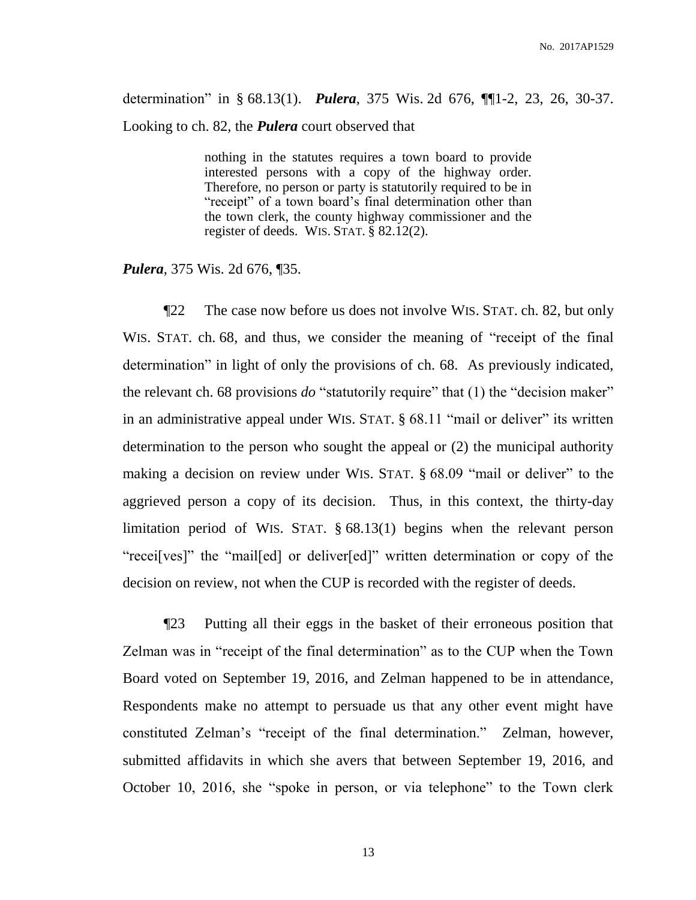determination" in § 68.13(1). ***Pulera***, 375 Wis. 2d 676, ¶¶1-2, 23, 26, 30-37. Looking to ch. 82, the ***Pulera*** court observed that

> nothing in the statutes requires a town board to provide interested persons with a copy of the highway order. Therefore, no person or party is statutorily required to be in "receipt" of a town board's final determination other than the town clerk, the county highway commissioner and the register of deeds. WIS. STAT. § 82.12(2).

***Pulera***, 375 Wis. 2d 676, ¶35.

¶22 The case now before us does not involve WIS. STAT. ch. 82, but only WIS. STAT. ch. 68, and thus, we consider the meaning of "receipt of the final determination" in light of only the provisions of ch. 68. As previously indicated, the relevant ch. 68 provisions *do* "statutorily require" that (1) the "decision maker" in an administrative appeal under WIS. STAT. § 68.11 "mail or deliver" its written determination to the person who sought the appeal or (2) the municipal authority making a decision on review under WIS. STAT. § 68.09 "mail or deliver" to the aggrieved person a copy of its decision. Thus, in this context, the thirty-day limitation period of WIS. STAT. § 68.13(1) begins when the relevant person "recei[ves]" the "mail[ed] or deliver[ed]" written determination or copy of the decision on review, not when the CUP is recorded with the register of deeds.

¶23 Putting all their eggs in the basket of their erroneous position that Zelman was in "receipt of the final determination" as to the CUP when the Town Board voted on September 19, 2016, and Zelman happened to be in attendance, Respondents make no attempt to persuade us that any other event might have constituted Zelman's "receipt of the final determination." Zelman, however, submitted affidavits in which she avers that between September 19, 2016, and October 10, 2016, she "spoke in person, or via telephone" to the Town clerk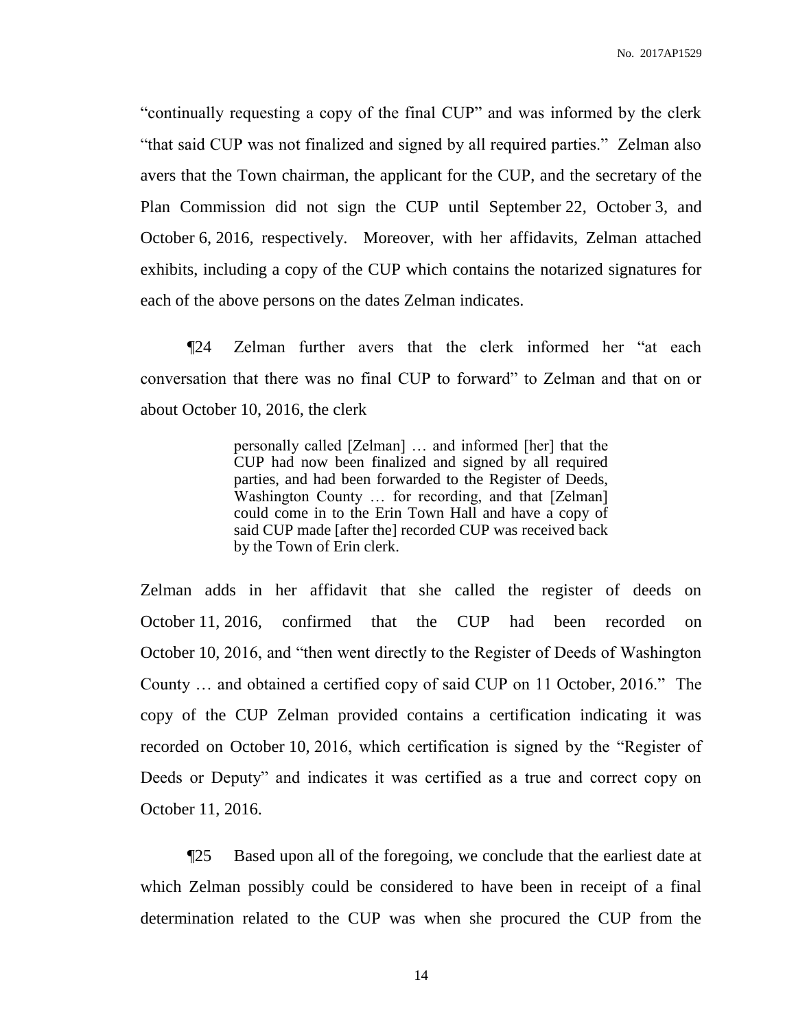"continually requesting a copy of the final CUP" and was informed by the clerk "that said CUP was not finalized and signed by all required parties." Zelman also avers that the Town chairman, the applicant for the CUP, and the secretary of the Plan Commission did not sign the CUP until September 22, October 3, and October 6, 2016, respectively. Moreover, with her affidavits, Zelman attached exhibits, including a copy of the CUP which contains the notarized signatures for each of the above persons on the dates Zelman indicates.

¶24 Zelman further avers that the clerk informed her "at each conversation that there was no final CUP to forward" to Zelman and that on or about October 10, 2016, the clerk

> personally called [Zelman] … and informed [her] that the CUP had now been finalized and signed by all required parties, and had been forwarded to the Register of Deeds, Washington County … for recording, and that [Zelman] could come in to the Erin Town Hall and have a copy of said CUP made [after the] recorded CUP was received back by the Town of Erin clerk.

Zelman adds in her affidavit that she called the register of deeds on October 11, 2016, confirmed that the CUP had been recorded on October 10, 2016, and "then went directly to the Register of Deeds of Washington County … and obtained a certified copy of said CUP on 11 October, 2016." The copy of the CUP Zelman provided contains a certification indicating it was recorded on October 10, 2016, which certification is signed by the "Register of Deeds or Deputy" and indicates it was certified as a true and correct copy on October 11, 2016.

¶25 Based upon all of the foregoing, we conclude that the earliest date at which Zelman possibly could be considered to have been in receipt of a final determination related to the CUP was when she procured the CUP from the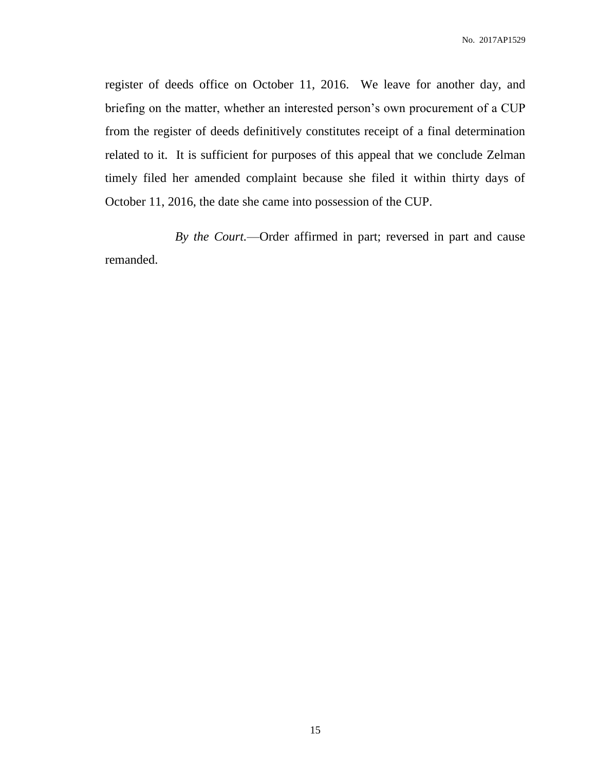register of deeds office on October 11, 2016. We leave for another day, and briefing on the matter, whether an interested person's own procurement of a CUP from the register of deeds definitively constitutes receipt of a final determination related to it. It is sufficient for purposes of this appeal that we conclude Zelman timely filed her amended complaint because she filed it within thirty days of October 11, 2016, the date she came into possession of the CUP.

*By the Court.*—Order affirmed in part; reversed in part and cause remanded.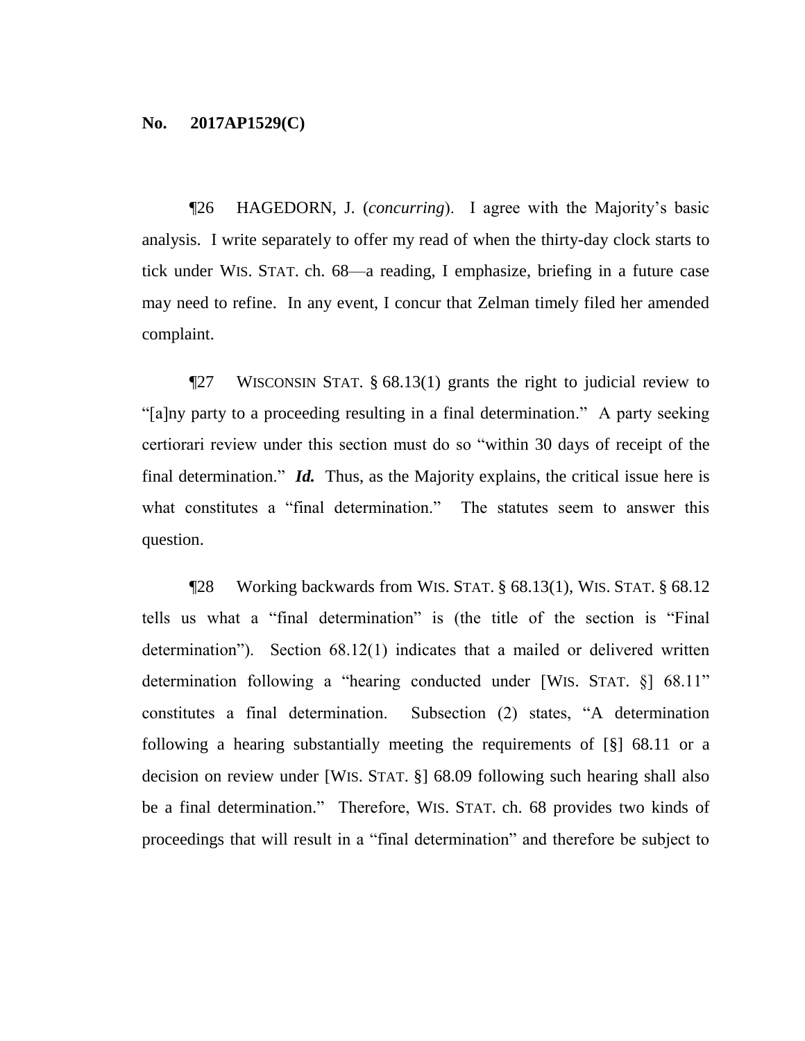**No. 2017AP1529(C)**

¶26 HAGEDORN, J. (*concurring*). I agree with the Majority's basic analysis. I write separately to offer my read of when the thirty-day clock starts to tick under WIS. STAT. ch. 68—a reading, I emphasize, briefing in a future case may need to refine. In any event, I concur that Zelman timely filed her amended complaint.

¶27 WISCONSIN STAT. § 68.13(1) grants the right to judicial review to "[a]ny party to a proceeding resulting in a final determination." A party seeking certiorari review under this section must do so "within 30 days of receipt of the final determination." ***Id.*** Thus, as the Majority explains, the critical issue here is what constitutes a "final determination." The statutes seem to answer this question.

¶28 Working backwards from WIS. STAT. § 68.13(1), WIS. STAT. § 68.12 tells us what a "final determination" is (the title of the section is "Final determination"). Section 68.12(1) indicates that a mailed or delivered written determination following a "hearing conducted under [WIS. STAT. §] 68.11" constitutes a final determination. Subsection (2) states, "A determination following a hearing substantially meeting the requirements of [§] 68.11 or a decision on review under [WIS. STAT. §] 68.09 following such hearing shall also be a final determination." Therefore, WIS. STAT. ch. 68 provides two kinds of proceedings that will result in a "final determination" and therefore be subject to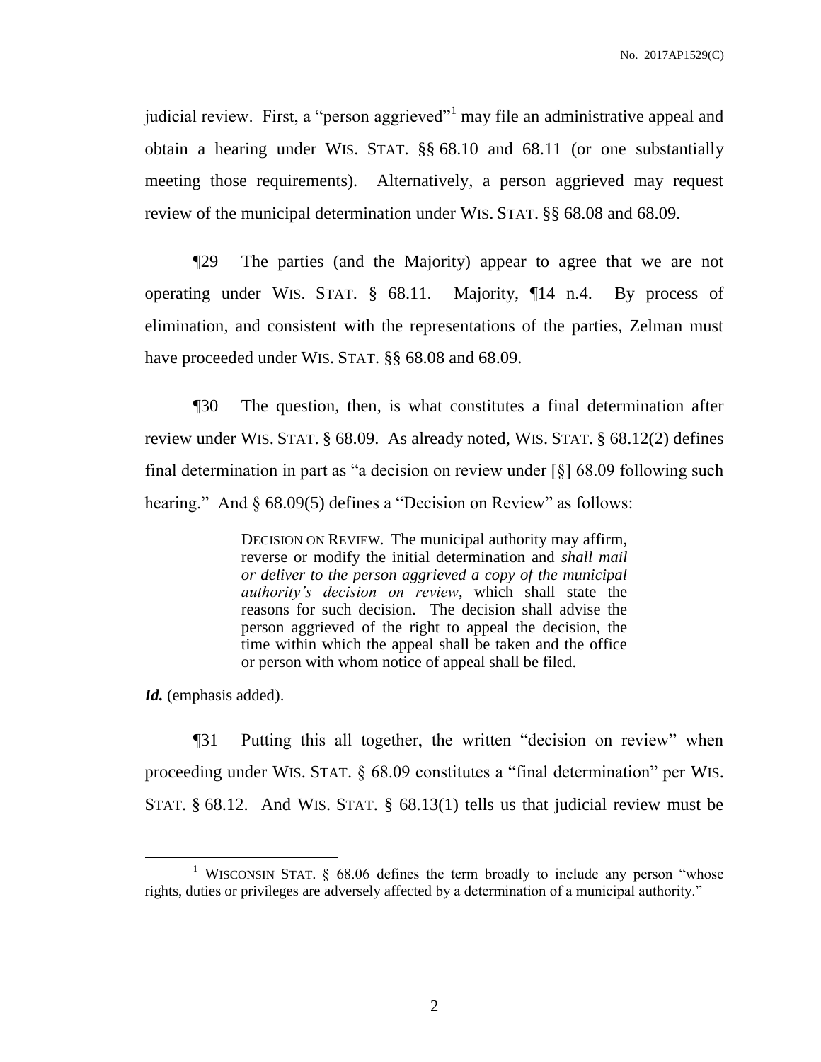judicial review. First, a "person aggrieved"[1] may file an administrative appeal and obtain a hearing under WIS. STAT. §§ 68.10 and 68.11 (or one substantially meeting those requirements). Alternatively, a person aggrieved may request review of the municipal determination under WIS. STAT. §§ 68.08 and 68.09.

¶29 The parties (and the Majority) appear to agree that we are not operating under WIS. STAT. § 68.11. Majority, ¶14 n.4. By process of elimination, and consistent with the representations of the parties, Zelman must have proceeded under WIS. STAT. §§ 68.08 and 68.09.

¶30 The question, then, is what constitutes a final determination after review under WIS. STAT. § 68.09. As already noted, WIS. STAT. § 68.12(2) defines final determination in part as "a decision on review under [§] 68.09 following such hearing." And § 68.09(5) defines a "Decision on Review" as follows:

> DECISION ON REVIEW. The municipal authority may affirm, reverse or modify the initial determination and *shall mail or deliver to the person aggrieved a copy of the municipal authority's decision on review*, which shall state the reasons for such decision. The decision shall advise the person aggrieved of the right to appeal the decision, the time within which the appeal shall be taken and the office or person with whom notice of appeal shall be filed.

***Id.*** (emphasis added).

¶31 Putting this all together, the written "decision on review" when proceeding under WIS. STAT. § 68.09 constitutes a "final determination" per WIS. STAT. § 68.12. And WIS. STAT. § 68.13(1) tells us that judicial review must be

[1] WISCONSIN STAT. § 68.06 defines the term broadly to include any person "whose rights, duties or privileges are adversely affected by a determination of a municipal authority."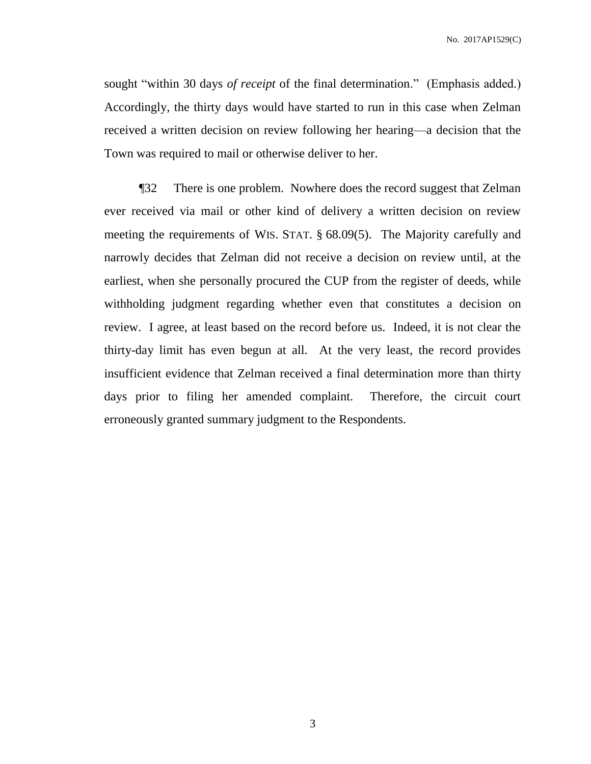sought "within 30 days *of receipt* of the final determination." (Emphasis added.) Accordingly, the thirty days would have started to run in this case when Zelman received a written decision on review following her hearing—a decision that the Town was required to mail or otherwise deliver to her.

¶32 There is one problem. Nowhere does the record suggest that Zelman ever received via mail or other kind of delivery a written decision on review meeting the requirements of WIS. STAT. § 68.09(5). The Majority carefully and narrowly decides that Zelman did not receive a decision on review until, at the earliest, when she personally procured the CUP from the register of deeds, while withholding judgment regarding whether even that constitutes a decision on review. I agree, at least based on the record before us. Indeed, it is not clear the thirty-day limit has even begun at all. At the very least, the record provides insufficient evidence that Zelman received a final determination more than thirty days prior to filing her amended complaint. Therefore, the circuit court erroneously granted summary judgment to the Respondents.